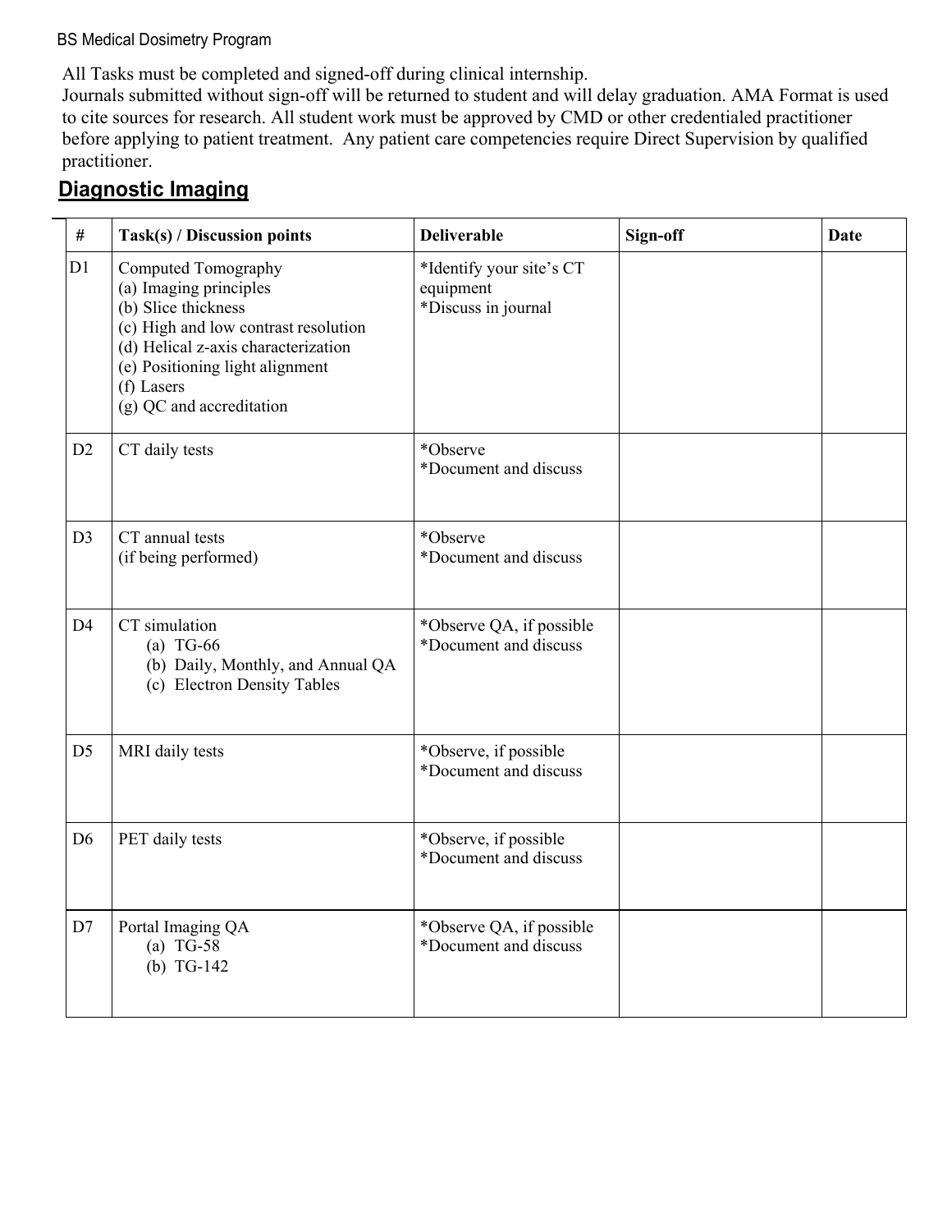All Tasks must be completed and signed-off during clinical internship.
Journals submitted without sign-off will be returned to student and will delay graduation. AMA Format is used to cite sources for research. All student work must be approved by CMD or other credentialed practitioner before applying to patient treatment. Any patient care competencies require Direct Supervision by qualified practitioner.

## Diagnostic Imaging

| # | Task(s) / Discussion points | Deliverable | Sign-off | Date |
|---|---|---|---|---|
| D1 | Computed Tomography<br>(a) Imaging principles<br>(b) Slice thickness<br>(c) High and low contrast resolution<br>(d) Helical z-axis characterization<br>(e) Positioning light alignment<br>(f) Lasers<br>(g) QC and accreditation | *Identify your site's CT equipment<br>*Discuss in journal | | |
| D2 | CT daily tests | *Observe<br>*Document and discuss | | |
| D3 | CT annual tests<br>(if being performed) | *Observe<br>*Document and discuss | | |
| D4 | CT simulation<br>(a) TG-66<br>(b) Daily, Monthly, and Annual QA<br>(c) Electron Density Tables | *Observe QA, if possible<br>*Document and discuss | | |
| D5 | MRI daily tests | *Observe, if possible<br>*Document and discuss | | |
| D6 | PET daily tests | *Observe, if possible<br>*Document and discuss | | |
| D7 | Portal Imaging QA<br>(a) TG-58<br>(b) TG-142 | *Observe QA, if possible<br>*Document and discuss | | |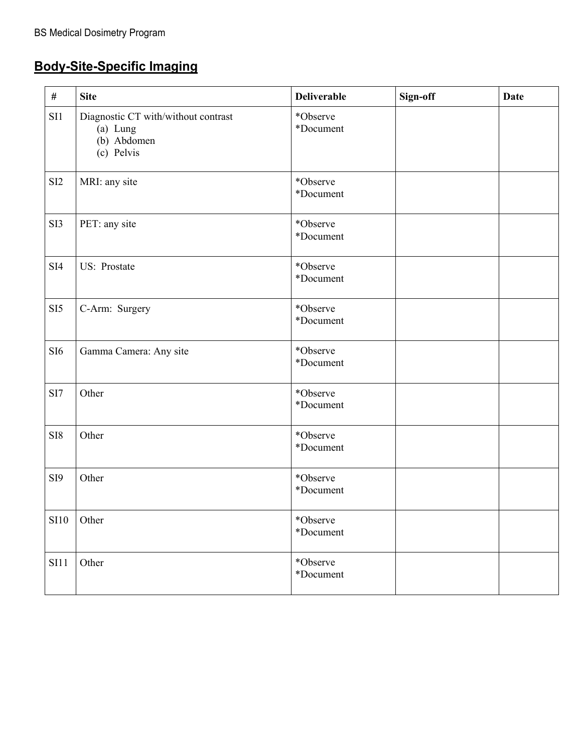## Body-Site-Specific Imaging

| # | Site | Deliverable | Sign-off | Date |
|---|---|---|---|---|
| SI1 | Diagnostic CT with/without contrast<br>(a) Lung<br>(b) Abdomen<br>(c) Pelvis | *Observe<br>*Document | | |
| SI2 | MRI: any site | *Observe<br>*Document | | |
| SI3 | PET: any site | *Observe<br>*Document | | |
| SI4 | US: Prostate | *Observe<br>*Document | | |
| SI5 | C-Arm: Surgery | *Observe<br>*Document | | |
| SI6 | Gamma Camera: Any site | *Observe<br>*Document | | |
| SI7 | Other | *Observe<br>*Document | | |
| SI8 | Other | *Observe<br>*Document | | |
| SI9 | Other | *Observe<br>*Document | | |
| SI10 | Other | *Observe<br>*Document | | |
| SI11 | Other | *Observe<br>*Document | | |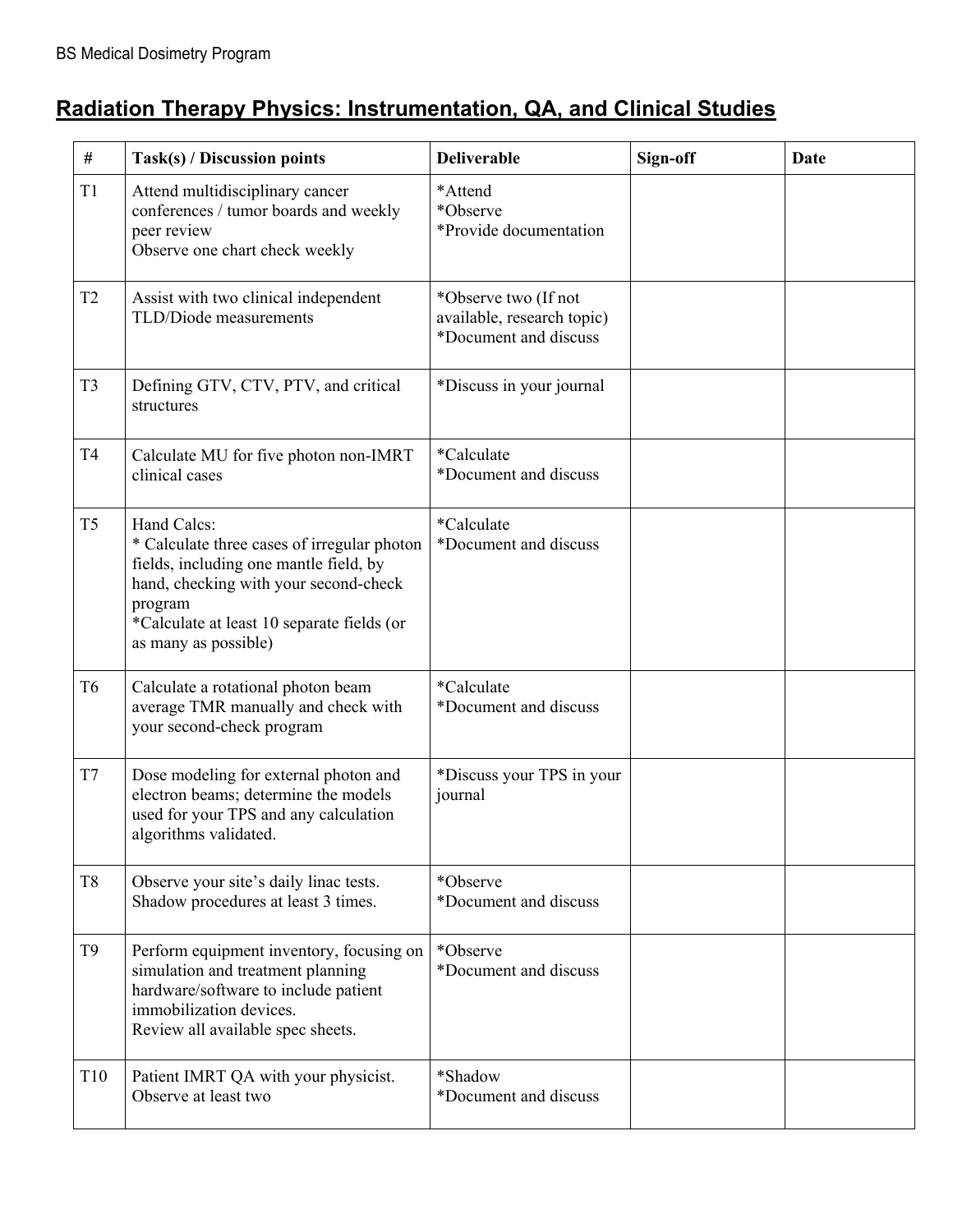BS Medical Dosimetry Program

## Radiation Therapy Physics: Instrumentation, QA, and Clinical Studies

| # | Task(s) / Discussion points | Deliverable | Sign-off | Date |
|---|---|---|---|---|
| T1 | Attend multidisciplinary cancer conferences / tumor boards and weekly peer review<br>Observe one chart check weekly | *Attend<br>*Observe<br>*Provide documentation | | |
| T2 | Assist with two clinical independent TLD/Diode measurements | *Observe two (If not available, research topic)<br>*Document and discuss | | |
| T3 | Defining GTV, CTV, PTV, and critical structures | *Discuss in your journal | | |
| T4 | Calculate MU for five photon non-IMRT clinical cases | *Calculate<br>*Document and discuss | | |
| T5 | Hand Calcs:<br>* Calculate three cases of irregular photon fields, including one mantle field, by hand, checking with your second-check program<br>*Calculate at least 10 separate fields (or as many as possible) | *Calculate<br>*Document and discuss | | |
| T6 | Calculate a rotational photon beam average TMR manually and check with your second-check program | *Calculate<br>*Document and discuss | | |
| T7 | Dose modeling for external photon and electron beams; determine the models used for your TPS and any calculation algorithms validated. | *Discuss your TPS in your journal | | |
| T8 | Observe your site's daily linac tests. Shadow procedures at least 3 times. | *Observe<br>*Document and discuss | | |
| T9 | Perform equipment inventory, focusing on simulation and treatment planning hardware/software to include patient immobilization devices.<br>Review all available spec sheets. | *Observe<br>*Document and discuss | | |
| T10 | Patient IMRT QA with your physicist. Observe at least two | *Shadow<br>*Document and discuss | | |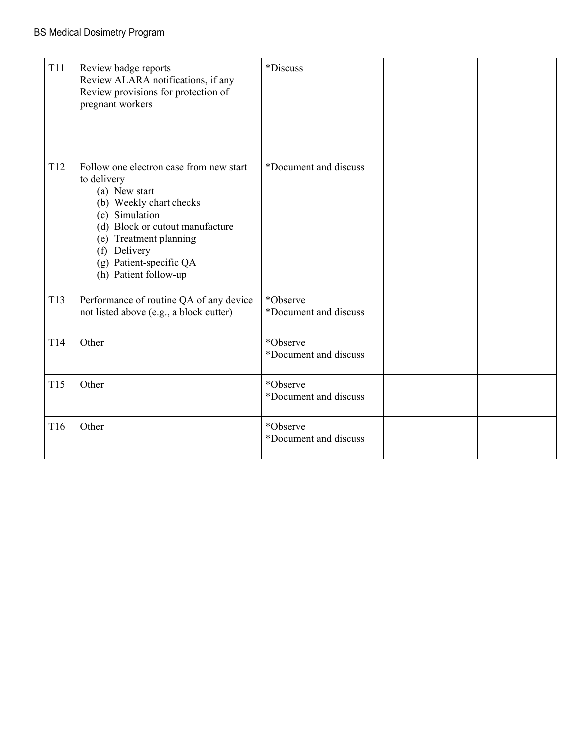| | | | | |
|---|---|---|---|---|
| T11 | Review badge reports<br>Review ALARA notifications, if any<br>Review provisions for protection of pregnant workers | *Discuss | | |
| T12 | Follow one electron case from new start to delivery<br>(a) New start<br>(b) Weekly chart checks<br>(c) Simulation<br>(d) Block or cutout manufacture<br>(e) Treatment planning<br>(f) Delivery<br>(g) Patient-specific QA<br>(h) Patient follow-up | *Document and discuss | | |
| T13 | Performance of routine QA of any device not listed above (e.g., a block cutter) | *Observe<br>*Document and discuss | | |
| T14 | Other | *Observe<br>*Document and discuss | | |
| T15 | Other | *Observe<br>*Document and discuss | | |
| T16 | Other | *Observe<br>*Document and discuss | | |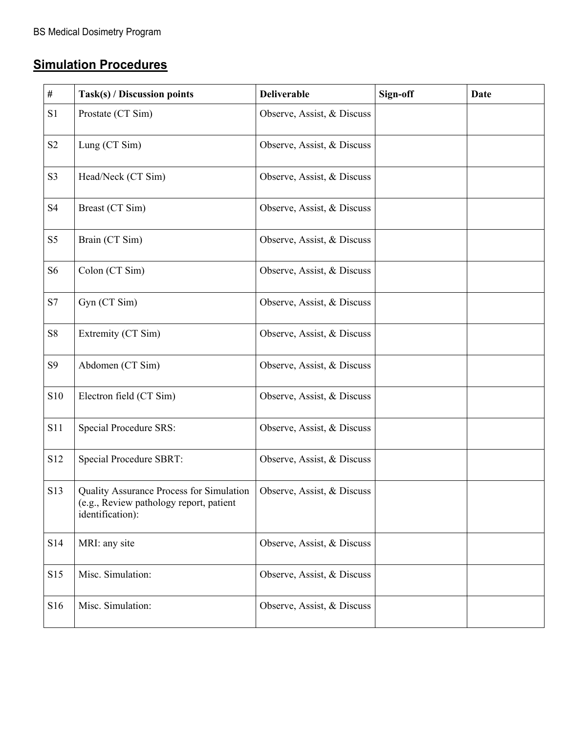## Simulation Procedures

| # | Task(s) / Discussion points | Deliverable | Sign-off | Date |
|---|---|---|---|---|
| S1 | Prostate (CT Sim) | Observe, Assist, & Discuss | | |
| S2 | Lung (CT Sim) | Observe, Assist, & Discuss | | |
| S3 | Head/Neck (CT Sim) | Observe, Assist, & Discuss | | |
| S4 | Breast (CT Sim) | Observe, Assist, & Discuss | | |
| S5 | Brain (CT Sim) | Observe, Assist, & Discuss | | |
| S6 | Colon (CT Sim) | Observe, Assist, & Discuss | | |
| S7 | Gyn (CT Sim) | Observe, Assist, & Discuss | | |
| S8 | Extremity (CT Sim) | Observe, Assist, & Discuss | | |
| S9 | Abdomen (CT Sim) | Observe, Assist, & Discuss | | |
| S10 | Electron field (CT Sim) | Observe, Assist, & Discuss | | |
| S11 | Special Procedure SRS: | Observe, Assist, & Discuss | | |
| S12 | Special Procedure SBRT: | Observe, Assist, & Discuss | | |
| S13 | Quality Assurance Process for Simulation (e.g., Review pathology report, patient identification): | Observe, Assist, & Discuss | | |
| S14 | MRI: any site | Observe, Assist, & Discuss | | |
| S15 | Misc. Simulation: | Observe, Assist, & Discuss | | |
| S16 | Misc. Simulation: | Observe, Assist, & Discuss | | |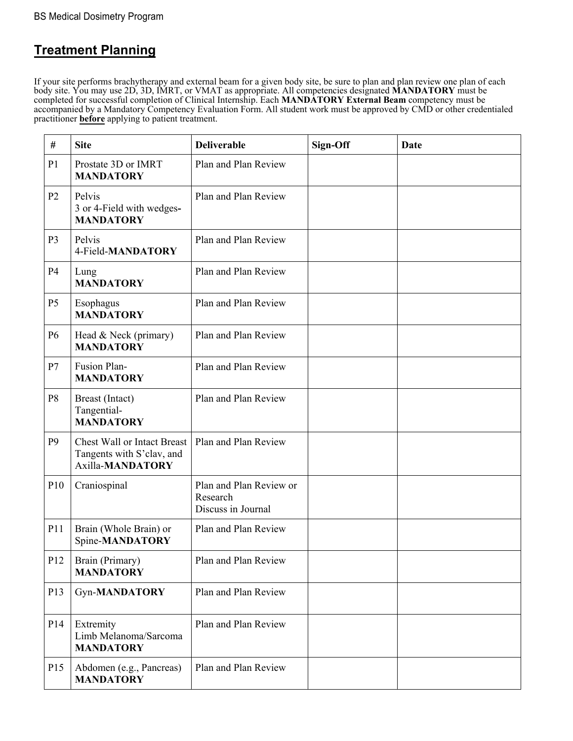## Treatment Planning

If your site performs brachytherapy and external beam for a given body site, be sure to plan and plan review one plan of each body site. You may use 2D, 3D, IMRT, or VMAT as appropriate. All competencies designated **MANDATORY** must be completed for successful completion of Clinical Internship. Each **MANDATORY External Beam** competency must be accompanied by a Mandatory Competency Evaluation Form. All student work must be approved by CMD or other credentialed practitioner **before** applying to patient treatment.

| # | Site | Deliverable | Sign-Off | Date |
|---|---|---|---|---|
| P1 | Prostate 3D or IMRT **MANDATORY** | Plan and Plan Review | | |
| P2 | Pelvis 3 or 4-Field with wedges-**MANDATORY** | Plan and Plan Review | | |
| P3 | Pelvis 4-Field-**MANDATORY** | Plan and Plan Review | | |
| P4 | Lung **MANDATORY** | Plan and Plan Review | | |
| P5 | Esophagus **MANDATORY** | Plan and Plan Review | | |
| P6 | Head & Neck (primary) **MANDATORY** | Plan and Plan Review | | |
| P7 | Fusion Plan-**MANDATORY** | Plan and Plan Review | | |
| P8 | Breast (Intact) Tangential-**MANDATORY** | Plan and Plan Review | | |
| P9 | Chest Wall or Intact Breast Tangents with S'clav, and Axilla-**MANDATORY** | Plan and Plan Review | | |
| P10 | Craniospinal | Plan and Plan Review or Research Discuss in Journal | | |
| P11 | Brain (Whole Brain) or Spine-**MANDATORY** | Plan and Plan Review | | |
| P12 | Brain (Primary) **MANDATORY** | Plan and Plan Review | | |
| P13 | Gyn-**MANDATORY** | Plan and Plan Review | | |
| P14 | Extremity Limb Melanoma/Sarcoma **MANDATORY** | Plan and Plan Review | | |
| P15 | Abdomen (e.g., Pancreas) **MANDATORY** | Plan and Plan Review | | |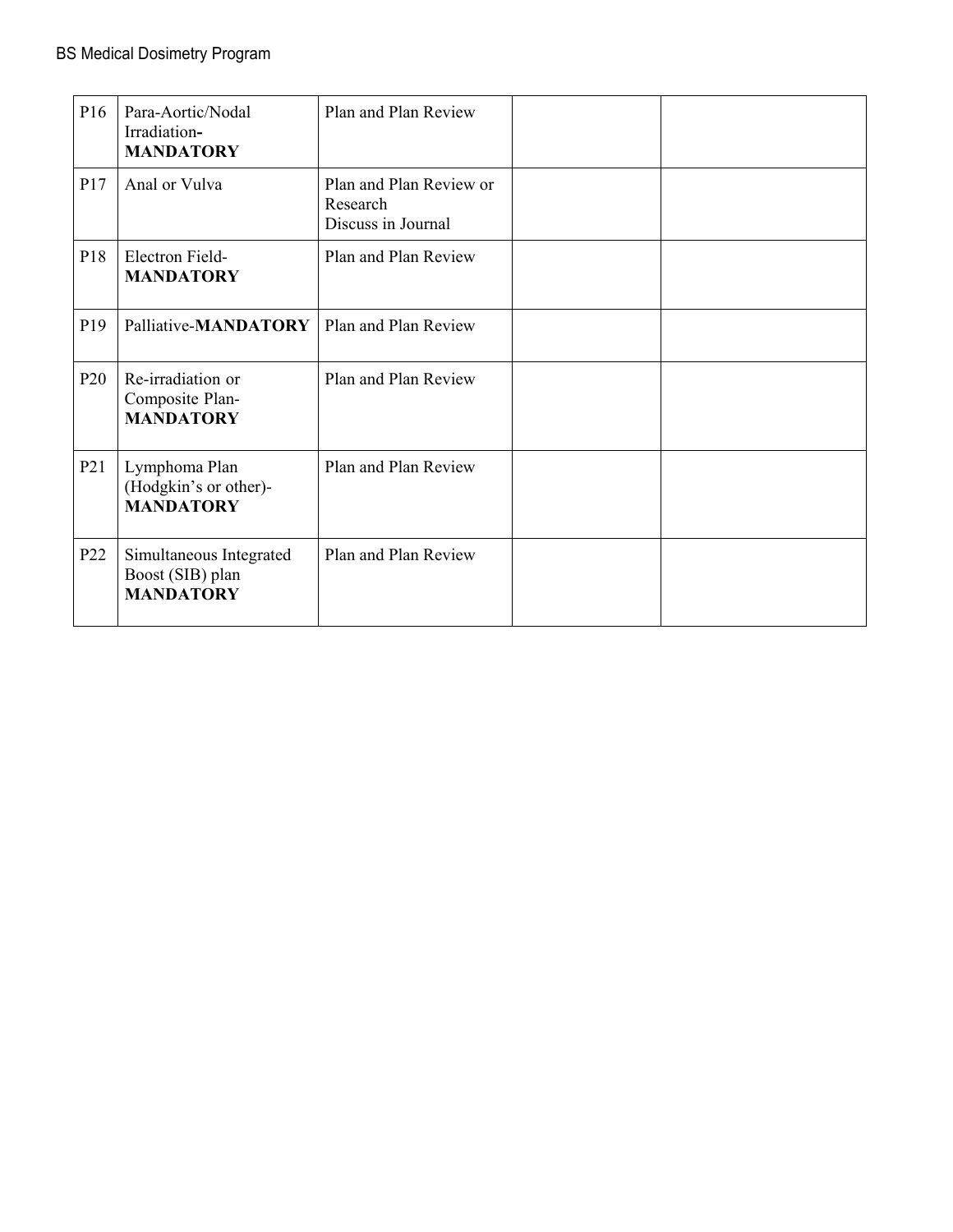| | | | | |
|---|---|---|---|---|
| P16 | Para-Aortic/Nodal Irradiation-**MANDATORY** | Plan and Plan Review | | |
| P17 | Anal or Vulva | Plan and Plan Review or Research Discuss in Journal | | |
| P18 | Electron Field-**MANDATORY** | Plan and Plan Review | | |
| P19 | Palliative-**MANDATORY** | Plan and Plan Review | | |
| P20 | Re-irradiation or Composite Plan-**MANDATORY** | Plan and Plan Review | | |
| P21 | Lymphoma Plan (Hodgkin's or other)-**MANDATORY** | Plan and Plan Review | | |
| P22 | Simultaneous Integrated Boost (SIB) plan **MANDATORY** | Plan and Plan Review | | |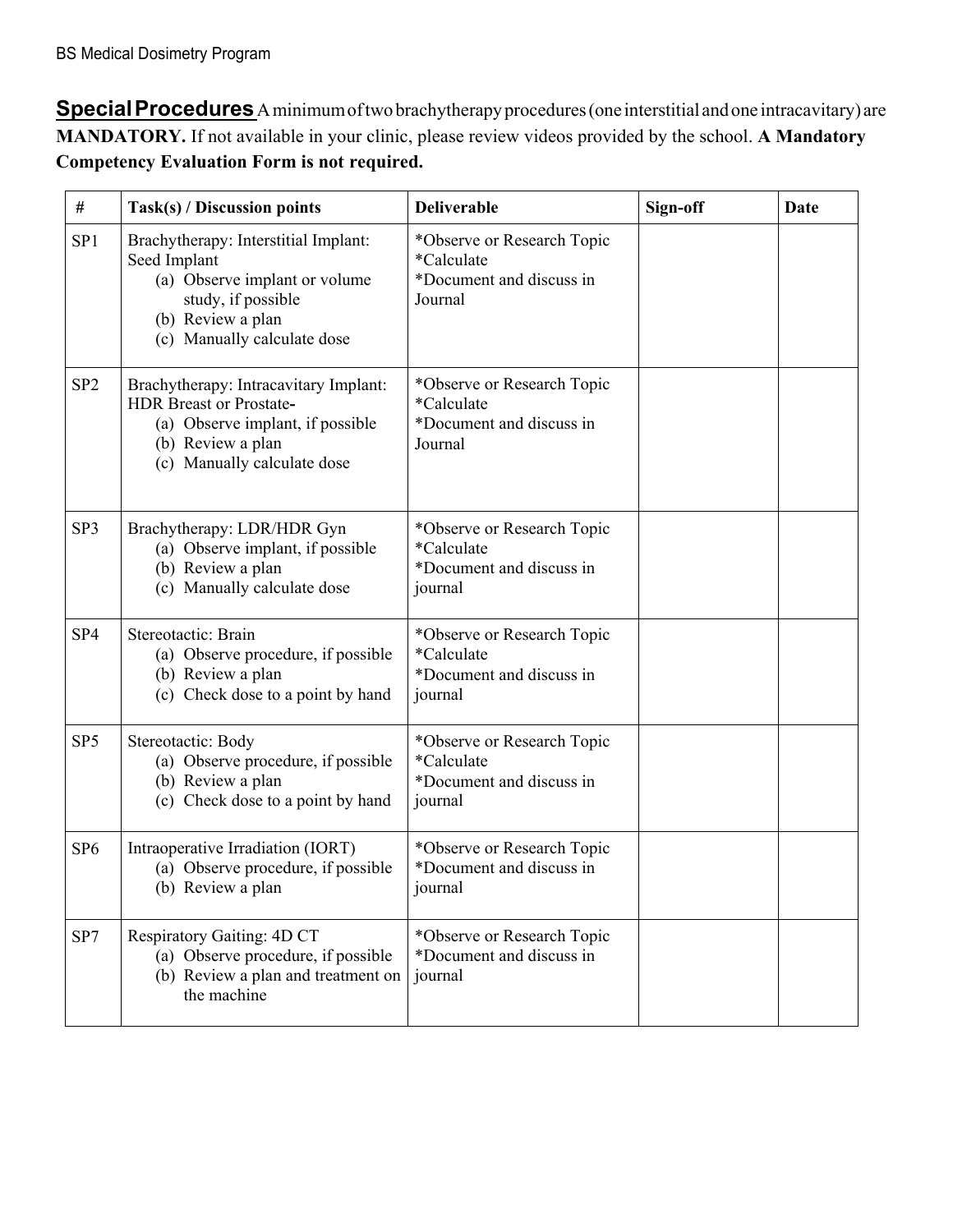**Special Procedures** A minimum of two brachytherapy procedures (one interstitial and one intracavitary) are **MANDATORY.** If not available in your clinic, please review videos provided by the school. **A Mandatory Competency Evaluation Form is not required.**

| # | Task(s) / Discussion points | Deliverable | Sign-off | Date |
|---|---|---|---|---|
| SP1 | Brachytherapy: Interstitial Implant: Seed Implant<br>(a) Observe implant or volume study, if possible<br>(b) Review a plan<br>(c) Manually calculate dose | *Observe or Research Topic<br>*Calculate<br>*Document and discuss in Journal | | |
| SP2 | Brachytherapy: Intracavitary Implant: HDR Breast or Prostate-<br>(a) Observe implant, if possible<br>(b) Review a plan<br>(c) Manually calculate dose | *Observe or Research Topic<br>*Calculate<br>*Document and discuss in Journal | | |
| SP3 | Brachytherapy: LDR/HDR Gyn<br>(a) Observe implant, if possible<br>(b) Review a plan<br>(c) Manually calculate dose | *Observe or Research Topic<br>*Calculate<br>*Document and discuss in journal | | |
| SP4 | Stereotactic: Brain<br>(a) Observe procedure, if possible<br>(b) Review a plan<br>(c) Check dose to a point by hand | *Observe or Research Topic<br>*Calculate<br>*Document and discuss in journal | | |
| SP5 | Stereotactic: Body<br>(a) Observe procedure, if possible<br>(b) Review a plan<br>(c) Check dose to a point by hand | *Observe or Research Topic<br>*Calculate<br>*Document and discuss in journal | | |
| SP6 | Intraoperative Irradiation (IORT)<br>(a) Observe procedure, if possible<br>(b) Review a plan | *Observe or Research Topic<br>*Document and discuss in journal | | |
| SP7 | Respiratory Gaiting: 4D CT<br>(a) Observe procedure, if possible<br>(b) Review a plan and treatment on the machine | *Observe or Research Topic<br>*Document and discuss in journal | | |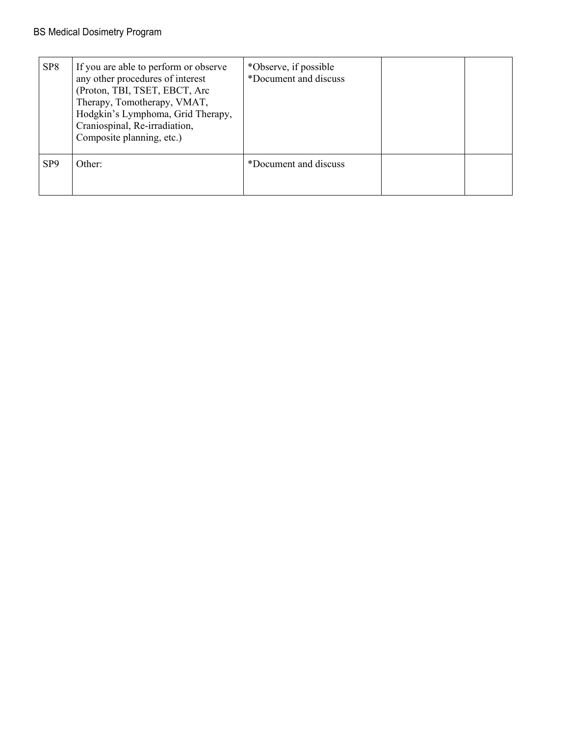| | | | | |
|---|---|---|---|---|
| SP8 | If you are able to perform or observe any other procedures of interest (Proton, TBI, TSET, EBCT, Arc Therapy, Tomotherapy, VMAT, Hodgkin's Lymphoma, Grid Therapy, Craniospinal, Re-irradiation, Composite planning, etc.) | *Observe, if possible<br>*Document and discuss | | |
| SP9 | Other: | *Document and discuss | | |